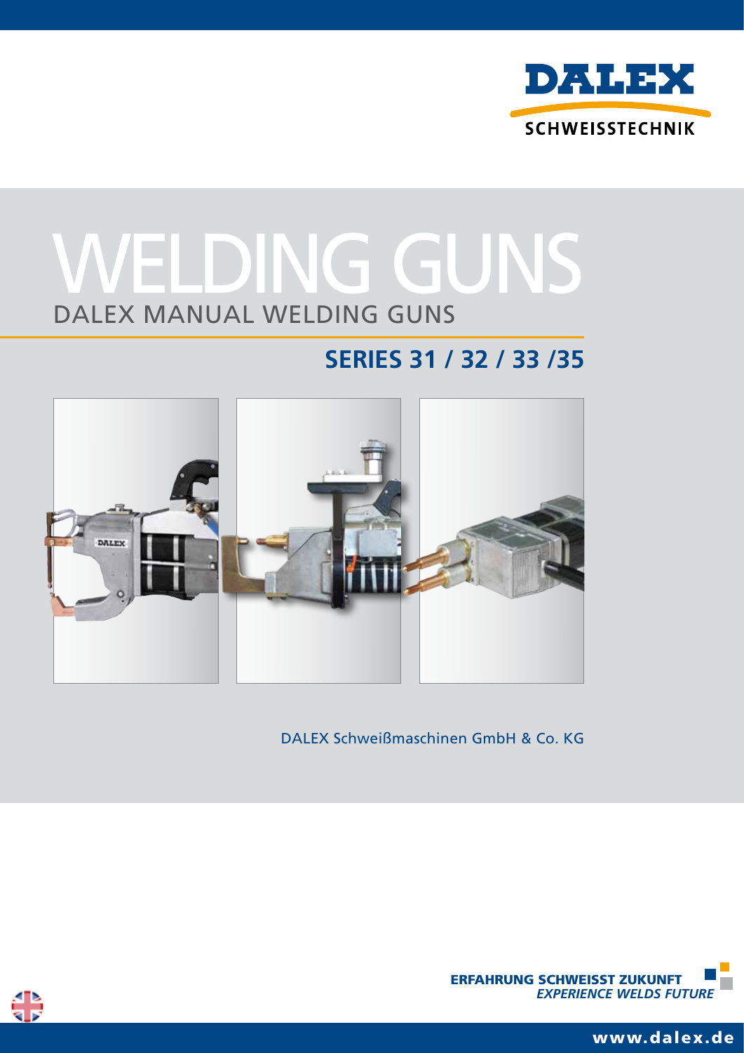DALEX
SCHWEISSTECHNIK

# WELDING GUNS

## DALEX MANUAL WELDING GUNS

## SERIES 31 / 32 / 33 /35

DALEX Schweißmaschinen GmbH & Co. KG

**ERFAHRUNG SCHWEISST ZUKUNFT**
***EXPERIENCE WELDS FUTURE***

www.dalex.de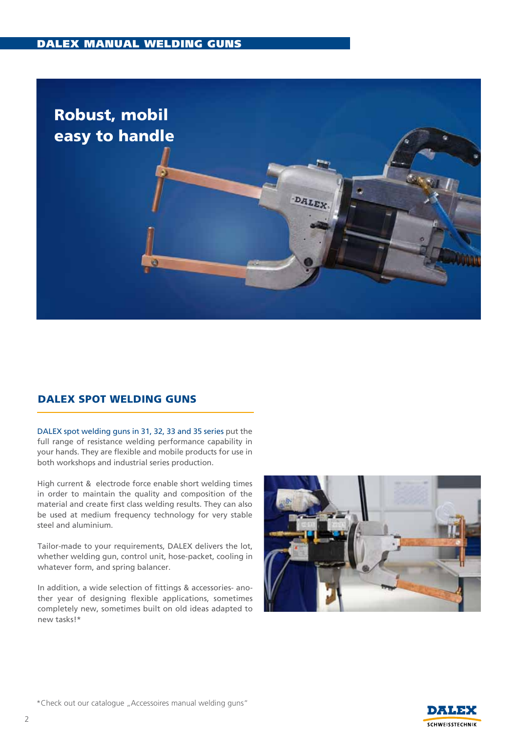# Robust, mobil easy to handle

## DALEX SPOT WELDING GUNS

DALEX spot welding guns in 31, 32, 33 and 35 series put the full range of resistance welding performance capability in your hands. They are flexible and mobile products for use in both workshops and industrial series production.

High current & electrode force enable short welding times in order to maintain the quality and composition of the material and create first class welding results. They can also be used at medium frequency technology for very stable steel and aluminium.

Tailor-made to your requirements, DALEX delivers the lot, whether welding gun, control unit, hose-packet, cooling in whatever form, and spring balancer.

In addition, a wide selection of fittings & accessories- another year of designing flexible applications, sometimes completely new, sometimes built on old ideas adapted to new tasks!*

*Check out our catalogue „Accessoires manual welding guns"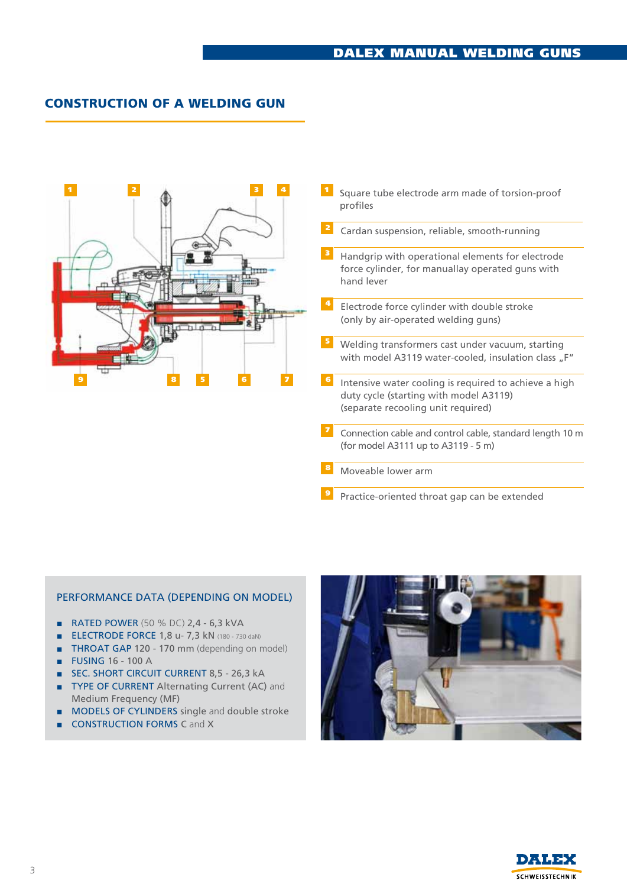## CONSTRUCTION OF A WELDING GUN

1. Square tube electrode arm made of torsion-proof profiles
2. Cardan suspension, reliable, smooth-running
3. Handgrip with operational elements for electrode force cylinder, for manuallay operated guns with hand lever
4. Electrode force cylinder with double stroke (only by air-operated welding guns)
5. Welding transformers cast under vacuum, starting with model A3119 water-cooled, insulation class „F“
6. Intensive water cooling is required to achieve a high duty cycle (starting with model A3119) (separate recooling unit required)
7. Connection cable and control cable, standard length 10 m (for model A3111 up to A3119 - 5 m)
8. Moveable lower arm
9. Practice-oriented throat gap can be extended

### PERFORMANCE DATA (DEPENDING ON MODEL)

- RATED POWER (50 % DC) 2,4 - 6,3 kVA
- ELECTRODE FORCE 1,8 u- 7,3 kN (180 - 730 daN)
- THROAT GAP 120 - 170 mm (depending on model)
- FUSING 16 - 100 A
- SEC. SHORT CIRCUIT CURRENT 8,5 - 26,3 kA
- TYPE OF CURRENT Alternating Current (AC) and Medium Frequency (MF)
- MODELS OF CYLINDERS single and double stroke
- CONSTRUCTION FORMS C and X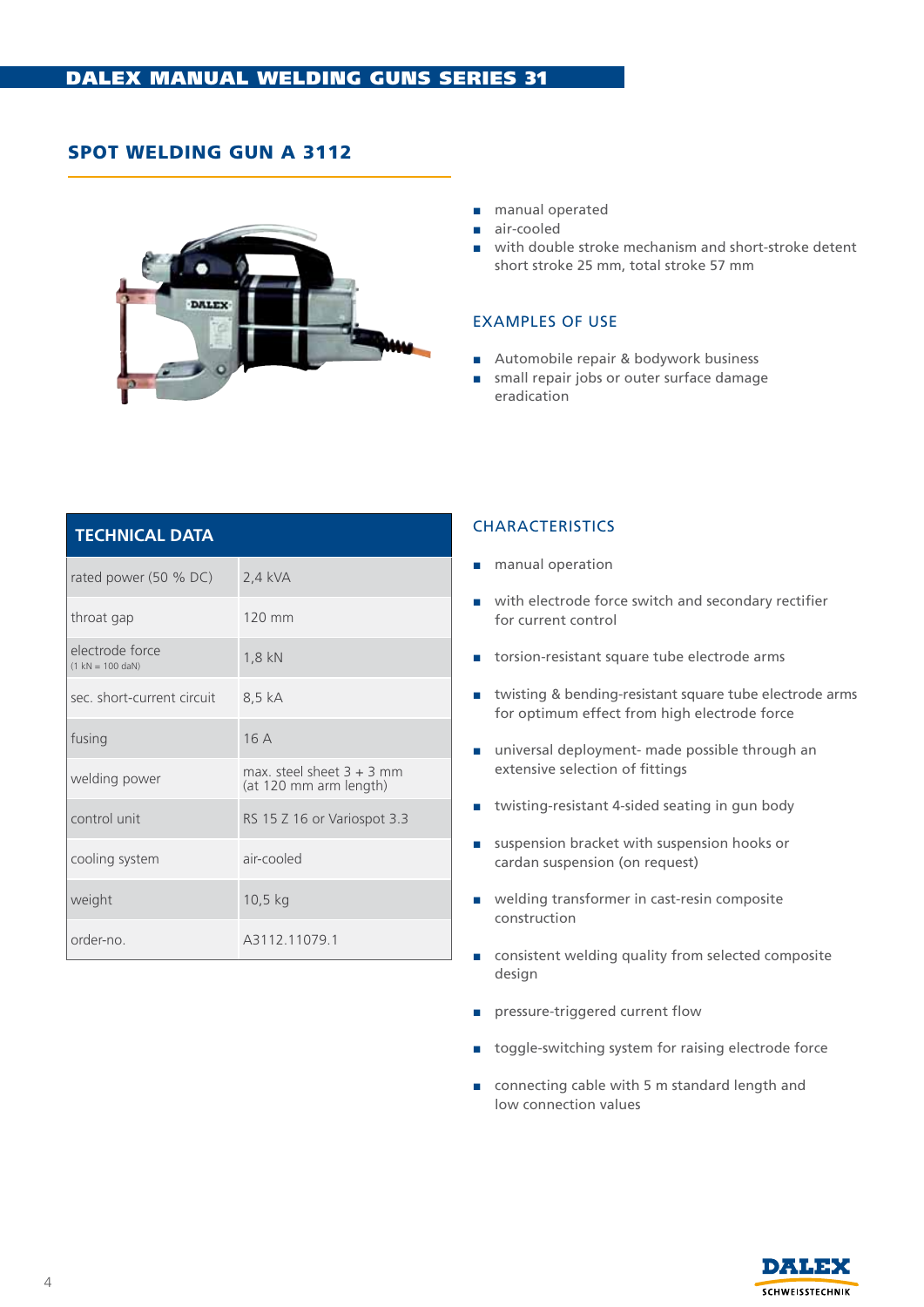# DALEX MANUAL WELDING GUNS SERIES 31

## SPOT WELDING GUN A 3112

- manual operated
- air-cooled
- with double stroke mechanism and short-stroke detent short stroke 25 mm, total stroke 57 mm

### EXAMPLES OF USE

- Automobile repair & bodywork business
- small repair jobs or outer surface damage eradication

| TECHNICAL DATA | |
|---|---|
| rated power (50 % DC) | 2,4 kVA |
| throat gap | 120 mm |
| electrode force (1 kN = 100 daN) | 1,8 kN |
| sec. short-current circuit | 8,5 kA |
| fusing | 16 A |
| welding power | max. steel sheet 3 + 3 mm (at 120 mm arm length) |
| control unit | RS 15 Z 16 or Variospot 3.3 |
| cooling system | air-cooled |
| weight | 10,5 kg |
| order-no. | A3112.11079.1 |

### CHARACTERISTICS

- manual operation
- with electrode force switch and secondary rectifier for current control
- torsion-resistant square tube electrode arms
- twisting & bending-resistant square tube electrode arms for optimum effect from high electrode force
- universal deployment- made possible through an extensive selection of fittings
- twisting-resistant 4-sided seating in gun body
- suspension bracket with suspension hooks or cardan suspension (on request)
- welding transformer in cast-resin composite construction
- consistent welding quality from selected composite design
- pressure-triggered current flow
- toggle-switching system for raising electrode force
- connecting cable with 5 m standard length and low connection values

DALEX SCHWEISSTECHNIK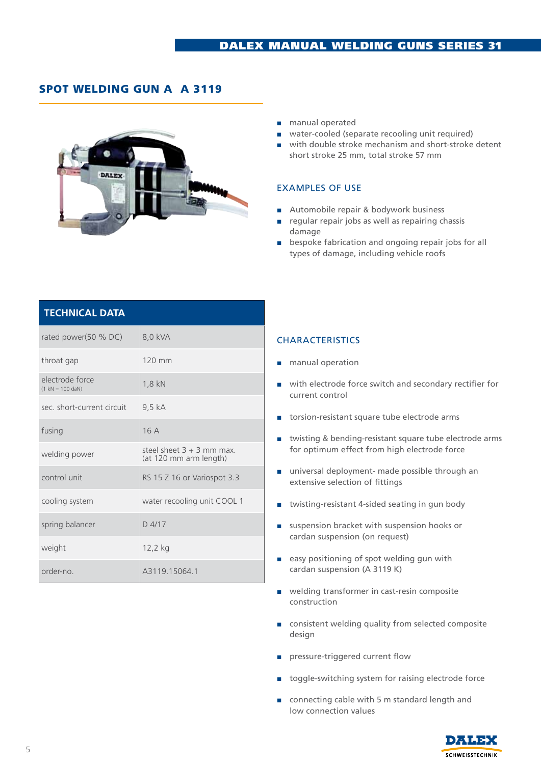# SPOT WELDING GUN A A 3119

- manual operated
- water-cooled (separate recooling unit required)
- with double stroke mechanism and short-stroke detent short stroke 25 mm, total stroke 57 mm

## EXAMPLES OF USE

- Automobile repair & bodywork business
- regular repair jobs as well as repairing chassis damage
- bespoke fabrication and ongoing repair jobs for all types of damage, including vehicle roofs

| TECHNICAL DATA | |
|---|---|
| rated power(50 % DC) | 8,0 kVA |
| throat gap | 120 mm |
| electrode force (1 kN = 100 daN) | 1,8 kN |
| sec. short-current circuit | 9,5 kA |
| fusing | 16 A |
| welding power | steel sheet 3 + 3 mm max. (at 120 mm arm length) |
| control unit | RS 15 Z 16 or Variospot 3.3 |
| cooling system | water recooling unit COOL 1 |
| spring balancer | D 4/17 |
| weight | 12,2 kg |
| order-no. | A3119.15064.1 |

## CHARACTERISTICS

- manual operation
- with electrode force switch and secondary rectifier for current control
- torsion-resistant square tube electrode arms
- twisting & bending-resistant square tube electrode arms for optimum effect from high electrode force
- universal deployment- made possible through an extensive selection of fittings
- twisting-resistant 4-sided seating in gun body
- suspension bracket with suspension hooks or cardan suspension (on request)
- easy positioning of spot welding gun with cardan suspension (A 3119 K)
- welding transformer in cast-resin composite construction
- consistent welding quality from selected composite design
- pressure-triggered current flow
- toggle-switching system for raising electrode force
- connecting cable with 5 m standard length and low connection values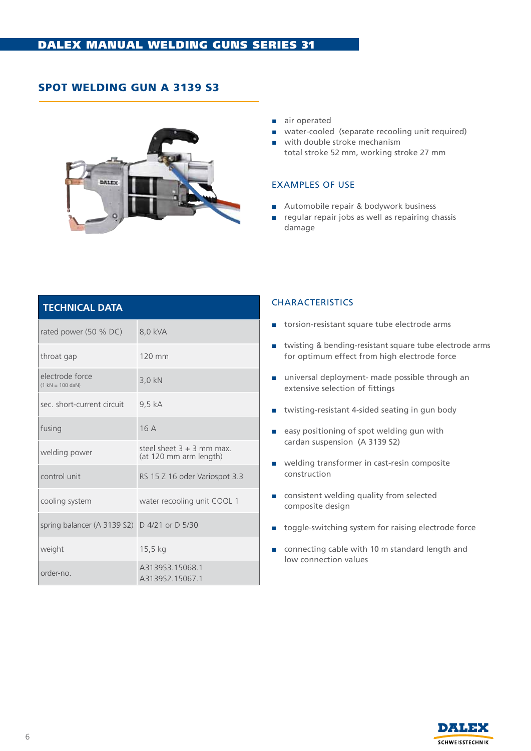DALEX MANUAL WELDING GUNS SERIES 31

## SPOT WELDING GUN A 3139 S3

- air operated
- water-cooled (separate recooling unit required)
- with double stroke mechanism
  total stroke 52 mm, working stroke 27 mm

### EXAMPLES OF USE

- Automobile repair & bodywork business
- regular repair jobs as well as repairing chassis damage

| TECHNICAL DATA | |
|---|---|
| rated power (50 % DC) | 8,0 kVA |
| throat gap | 120 mm |
| electrode force (1 kN = 100 daN) | 3,0 kN |
| sec. short-current circuit | 9,5 kA |
| fusing | 16 A |
| welding power | steel sheet 3 + 3 mm max. (at 120 mm arm length) |
| control unit | RS 15 Z 16 oder Variospot 3.3 |
| cooling system | water recooling unit COOL 1 |
| spring balancer (A 3139 S2) | D 4/21 or D 5/30 |
| weight | 15,5 kg |
| order-no. | A3139S3.15068.1<br>A3139S2.15067.1 |

### CHARACTERISTICS

- torsion-resistant square tube electrode arms
- twisting & bending-resistant square tube electrode arms for optimum effect from high electrode force
- universal deployment- made possible through an extensive selection of fittings
- twisting-resistant 4-sided seating in gun body
- easy positioning of spot welding gun with cardan suspension (A 3139 S2)
- welding transformer in cast-resin composite construction
- consistent welding quality from selected composite design
- toggle-switching system for raising electrode force
- connecting cable with 10 m standard length and low connection values

DALEX SCHWEISSTECHNIK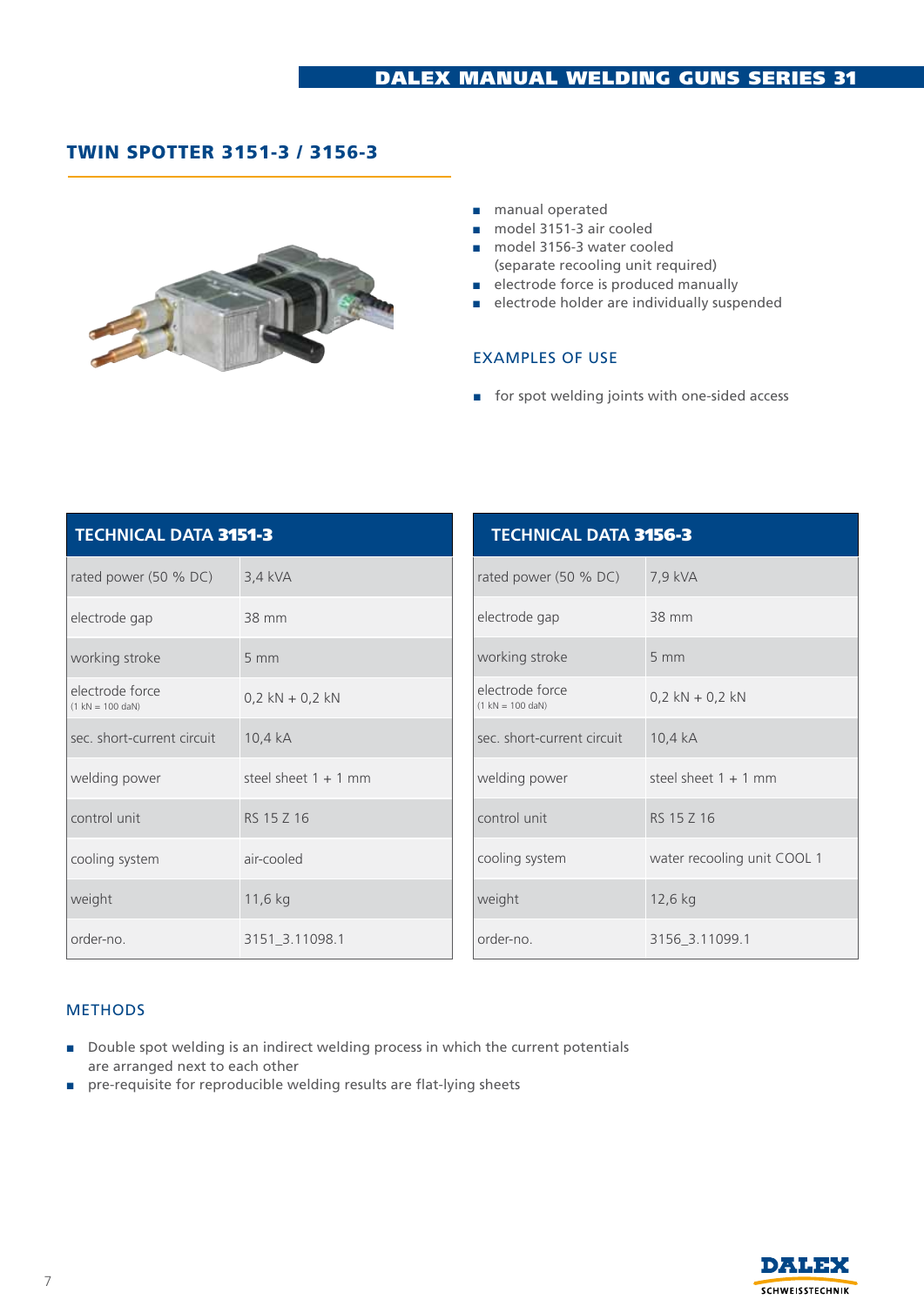## TWIN SPOTTER 3151-3 / 3156-3

- manual operated
- model 3151-3 air cooled
- model 3156-3 water cooled (separate recooling unit required)
- electrode force is produced manually
- electrode holder are individually suspended

### EXAMPLES OF USE

- for spot welding joints with one-sided access

| TECHNICAL DATA **3151-3** | |
|---|---|
| rated power (50 % DC) | 3,4 kVA |
| electrode gap | 38 mm |
| working stroke | 5 mm |
| electrode force (1 kN = 100 daN) | 0,2 kN + 0,2 kN |
| sec. short-current circuit | 10,4 kA |
| welding power | steel sheet 1 + 1 mm |
| control unit | RS 15 Z 16 |
| cooling system | air-cooled |
| weight | 11,6 kg |
| order-no. | 3151_3.11098.1 |

| TECHNICAL DATA **3156-3** | |
|---|---|
| rated power (50 % DC) | 7,9 kVA |
| electrode gap | 38 mm |
| working stroke | 5 mm |
| electrode force (1 kN = 100 daN) | 0,2 kN + 0,2 kN |
| sec. short-current circuit | 10,4 kA |
| welding power | steel sheet 1 + 1 mm |
| control unit | RS 15 Z 16 |
| cooling system | water recooling unit COOL 1 |
| weight | 12,6 kg |
| order-no. | 3156_3.11099.1 |

### METHODS

- Double spot welding is an indirect welding process in which the current potentials are arranged next to each other
- pre-requisite for reproducible welding results are flat-lying sheets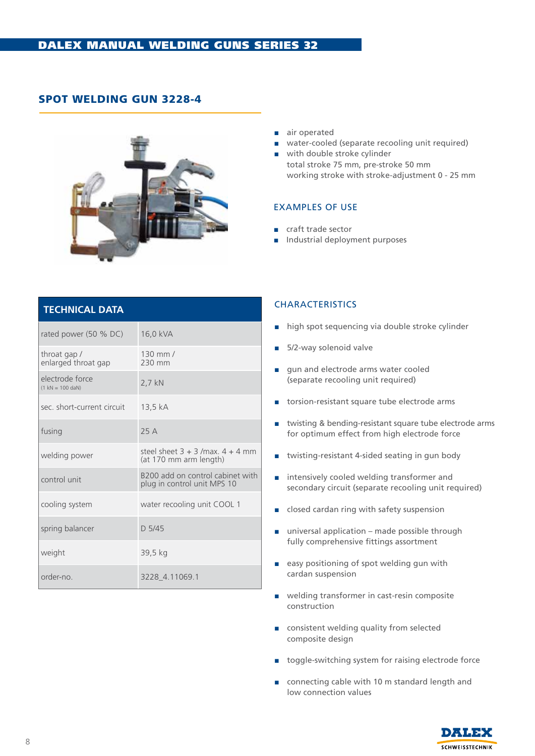# DALEX MANUAL WELDING GUNS SERIES 32

## SPOT WELDING GUN 3228-4

- air operated
- water-cooled (separate recooling unit required)
- with double stroke cylinder
  total stroke 75 mm, pre-stroke 50 mm
  working stroke with stroke-adjustment 0 - 25 mm

### EXAMPLES OF USE

- craft trade sector
- Industrial deployment purposes

| TECHNICAL DATA | |
|---|---|
| rated power (50 % DC) | 16,0 kVA |
| throat gap / enlarged throat gap | 130 mm / 230 mm |
| electrode force (1 kN = 100 daN) | 2,7 kN |
| sec. short-current circuit | 13,5 kA |
| fusing | 25 A |
| welding power | steel sheet 3 + 3 /max. 4 + 4 mm (at 170 mm arm length) |
| control unit | B200 add on control cabinet with plug in control unit MPS 10 |
| cooling system | water recooling unit COOL 1 |
| spring balancer | D 5/45 |
| weight | 39,5 kg |
| order-no. | 3228_4.11069.1 |

### CHARACTERISTICS

- high spot sequencing via double stroke cylinder
- 5/2-way solenoid valve
- gun and electrode arms water cooled (separate recooling unit required)
- torsion-resistant square tube electrode arms
- twisting & bending-resistant square tube electrode arms for optimum effect from high electrode force
- twisting-resistant 4-sided seating in gun body
- intensively cooled welding transformer and secondary circuit (separate recooling unit required)
- closed cardan ring with safety suspension
- universal application – made possible through fully comprehensive fittings assortment
- easy positioning of spot welding gun with cardan suspension
- welding transformer in cast-resin composite construction
- consistent welding quality from selected composite design
- toggle-switching system for raising electrode force
- connecting cable with 10 m standard length and low connection values

DALEX SCHWEISSTECHNIK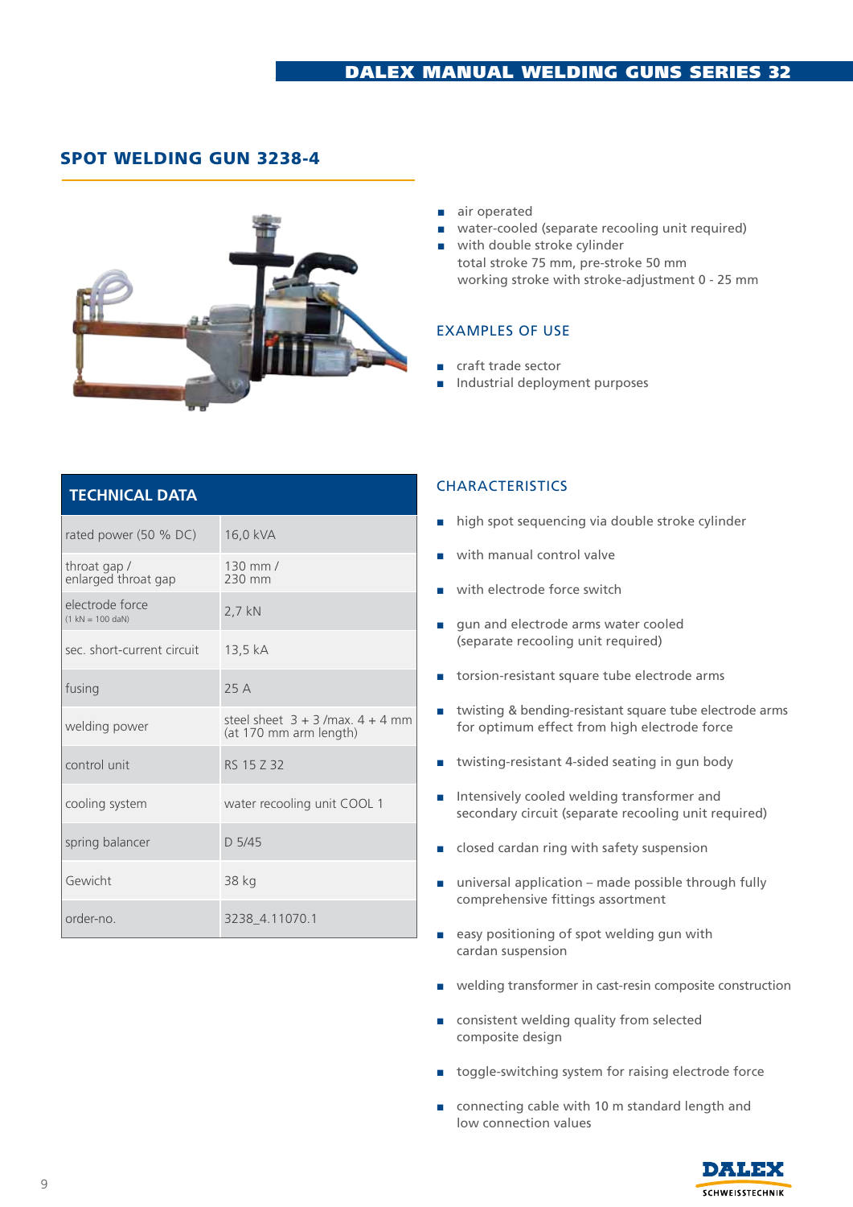## SPOT WELDING GUN 3238-4

- air operated
- water-cooled (separate recooling unit required)
- with double stroke cylinder
  total stroke 75 mm, pre-stroke 50 mm
  working stroke with stroke-adjustment 0 - 25 mm

### EXAMPLES OF USE

- craft trade sector
- Industrial deployment purposes

| TECHNICAL DATA | |
|---|---|
| rated power (50 % DC) | 16,0 kVA |
| throat gap / enlarged throat gap | 130 mm / 230 mm |
| electrode force (1 kN = 100 daN) | 2,7 kN |
| sec. short-current circuit | 13,5 kA |
| fusing | 25 A |
| welding power | steel sheet 3 + 3 /max. 4 + 4 mm (at 170 mm arm length) |
| control unit | RS 15 Z 32 |
| cooling system | water recooling unit COOL 1 |
| spring balancer | D 5/45 |
| Gewicht | 38 kg |
| order-no. | 3238_4.11070.1 |

### CHARACTERISTICS

- high spot sequencing via double stroke cylinder
- with manual control valve
- with electrode force switch
- gun and electrode arms water cooled (separate recooling unit required)
- torsion-resistant square tube electrode arms
- twisting & bending-resistant square tube electrode arms for optimum effect from high electrode force
- twisting-resistant 4-sided seating in gun body
- Intensively cooled welding transformer and secondary circuit (separate recooling unit required)
- closed cardan ring with safety suspension
- universal application – made possible through fully comprehensive fittings assortment
- easy positioning of spot welding gun with cardan suspension
- welding transformer in cast-resin composite construction
- consistent welding quality from selected composite design
- toggle-switching system for raising electrode force
- connecting cable with 10 m standard length and low connection values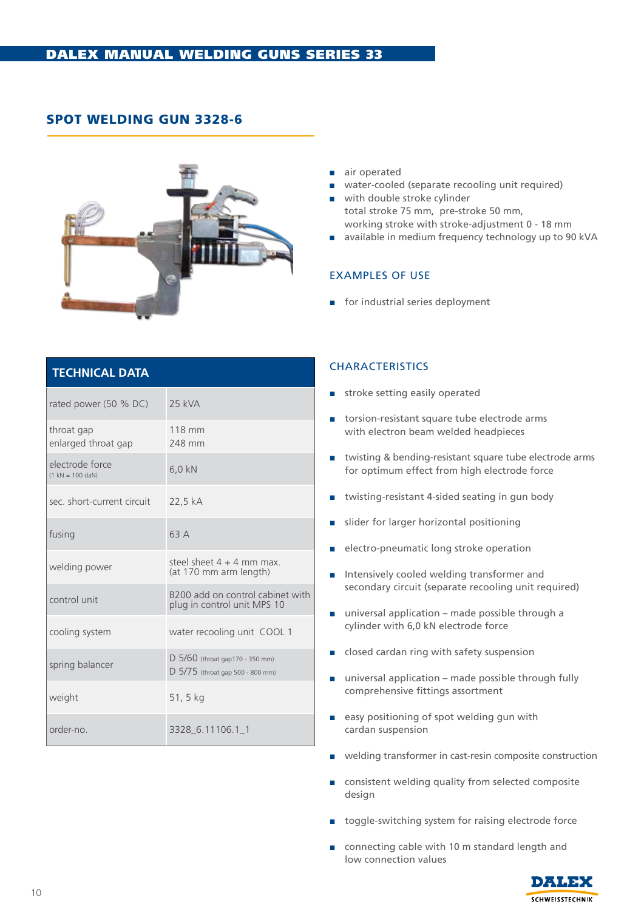# DALEX MANUAL WELDING GUNS SERIES 33

## SPOT WELDING GUN 3328-6

- air operated
- water-cooled (separate recooling unit required)
- with double stroke cylinder
  total stroke 75 mm, pre-stroke 50 mm,
  working stroke with stroke-adjustment 0 - 18 mm
- available in medium frequency technology up to 90 kVA

### EXAMPLES OF USE

- for industrial series deployment

### TECHNICAL DATA

| TECHNICAL DATA | |
|---|---|
| rated power (50 % DC) | 25 kVA |
| throat gap<br>enlarged throat gap | 118 mm<br>248 mm |
| electrode force<br>(1 kN = 100 daN) | 6,0 kN |
| sec. short-current circuit | 22,5 kA |
| fusing | 63 A |
| welding power | steel sheet 4 + 4 mm max.<br>(at 170 mm arm length) |
| control unit | B200 add on control cabinet with plug in control unit MPS 10 |
| cooling system | water recooling unit COOL 1 |
| spring balancer | D 5/60 (throat gap170 - 350 mm)<br>D 5/75 (throat gap 500 - 800 mm) |
| weight | 51, 5 kg |
| order-no. | 3328_6.11106.1_1 |

### CHARACTERISTICS

- stroke setting easily operated
- torsion-resistant square tube electrode arms with electron beam welded headpieces
- twisting & bending-resistant square tube electrode arms for optimum effect from high electrode force
- twisting-resistant 4-sided seating in gun body
- slider for larger horizontal positioning
- electro-pneumatic long stroke operation
- Intensively cooled welding transformer and secondary circuit (separate recooling unit required)
- universal application – made possible through a cylinder with 6,0 kN electrode force
- closed cardan ring with safety suspension
- universal application – made possible through fully comprehensive fittings assortment
- easy positioning of spot welding gun with cardan suspension
- welding transformer in cast-resin composite construction
- consistent welding quality from selected composite design
- toggle-switching system for raising electrode force
- connecting cable with 10 m standard length and low connection values

DALEX SCHWEISSTECHNIK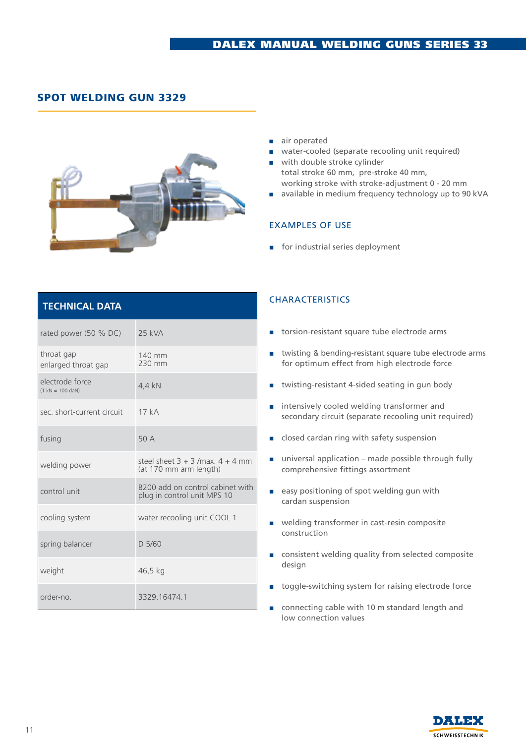## SPOT WELDING GUN 3329

- air operated
- water-cooled (separate recooling unit required)
- with double stroke cylinder
  total stroke 60 mm, pre-stroke 40 mm,
  working stroke with stroke-adjustment 0 - 20 mm
- available in medium frequency technology up to 90 kVA

### EXAMPLES OF USE

- for industrial series deployment

### TECHNICAL DATA

| TECHNICAL DATA | |
|---|---|
| rated power (50 % DC) | 25 kVA |
| throat gap<br>enlarged throat gap | 140 mm<br>230 mm |
| electrode force<br>(1 kN = 100 daN) | 4,4 kN |
| sec. short-current circuit | 17 kA |
| fusing | 50 A |
| welding power | steel sheet 3 + 3 /max. 4 + 4 mm (at 170 mm arm length) |
| control unit | B200 add on control cabinet with plug in control unit MPS 10 |
| cooling system | water recooling unit COOL 1 |
| spring balancer | D 5/60 |
| weight | 46,5 kg |
| order-no. | 3329.16474.1 |

### CHARACTERISTICS

- torsion-resistant square tube electrode arms
- twisting & bending-resistant square tube electrode arms for optimum effect from high electrode force
- twisting-resistant 4-sided seating in gun body
- intensively cooled welding transformer and secondary circuit (separate recooling unit required)
- closed cardan ring with safety suspension
- universal application – made possible through fully comprehensive fittings assortment
- easy positioning of spot welding gun with cardan suspension
- welding transformer in cast-resin composite construction
- consistent welding quality from selected composite design
- toggle-switching system for raising electrode force
- connecting cable with 10 m standard length and low connection values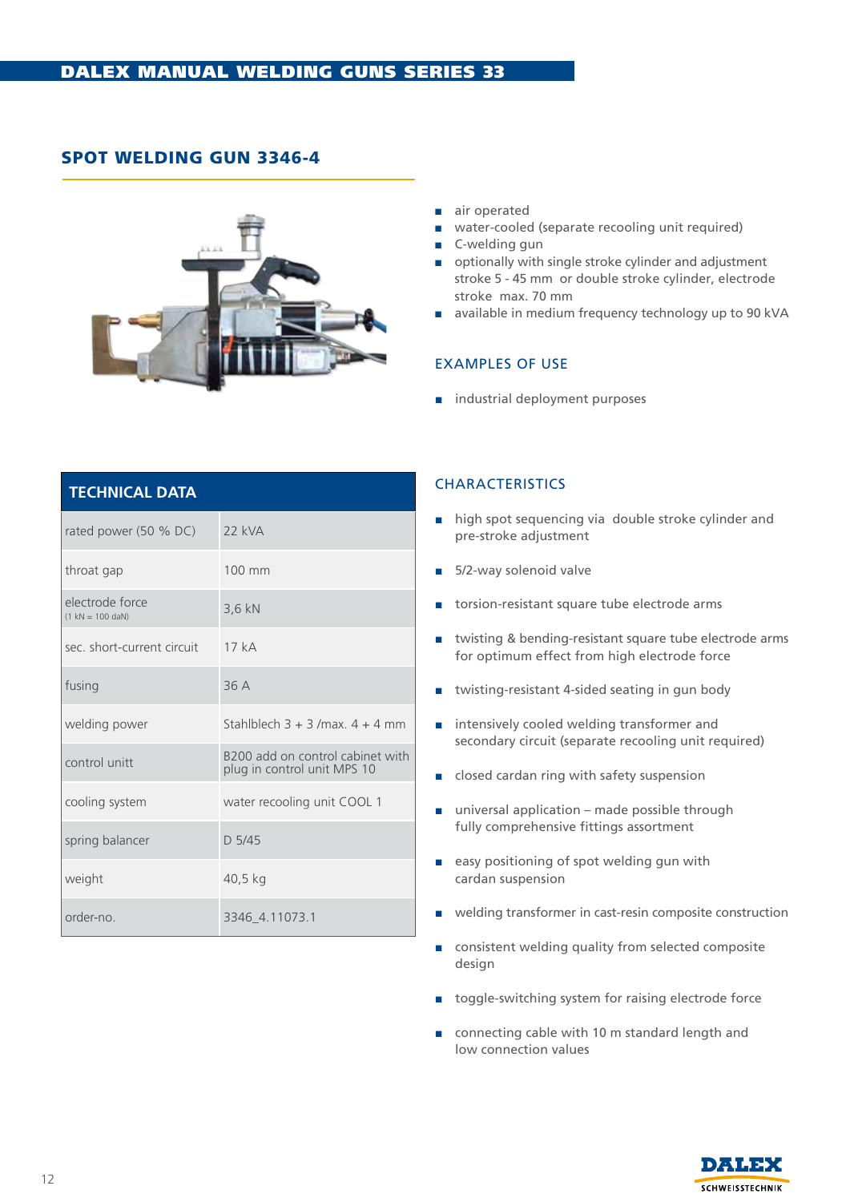# DALEX MANUAL WELDING GUNS SERIES 33

## SPOT WELDING GUN 3346-4

- air operated
- water-cooled (separate recooling unit required)
- C-welding gun
- optionally with single stroke cylinder and adjustment stroke 5 - 45 mm  or double stroke cylinder, electrode stroke  max. 70 mm
- available in medium frequency technology up to 90 kVA

### EXAMPLES OF USE

- industrial deployment purposes

| TECHNICAL DATA | |
|---|---|
| rated power (50 % DC) | 22 kVA |
| throat gap | 100 mm |
| electrode force (1 kN = 100 daN) | 3,6 kN |
| sec. short-current circuit | 17 kA |
| fusing | 36 A |
| welding power | Stahlblech 3 + 3 /max. 4 + 4 mm |
| control unitt | B200 add on control cabinet with plug in control unit MPS 10 |
| cooling system | water recooling unit COOL 1 |
| spring balancer | D 5/45 |
| weight | 40,5 kg |
| order-no. | 3346_4.11073.1 |

### CHARACTERISTICS

- high spot sequencing via  double stroke cylinder and pre-stroke adjustment
- 5/2-way solenoid valve
- torsion-resistant square tube electrode arms
- twisting & bending-resistant square tube electrode arms for optimum effect from high electrode force
- twisting-resistant 4-sided seating in gun body
- intensively cooled welding transformer and secondary circuit (separate recooling unit required)
- closed cardan ring with safety suspension
- universal application – made possible through fully comprehensive fittings assortment
- easy positioning of spot welding gun with cardan suspension
- welding transformer in cast-resin composite construction
- consistent welding quality from selected composite design
- toggle-switching system for raising electrode force
- connecting cable with 10 m standard length and low connection values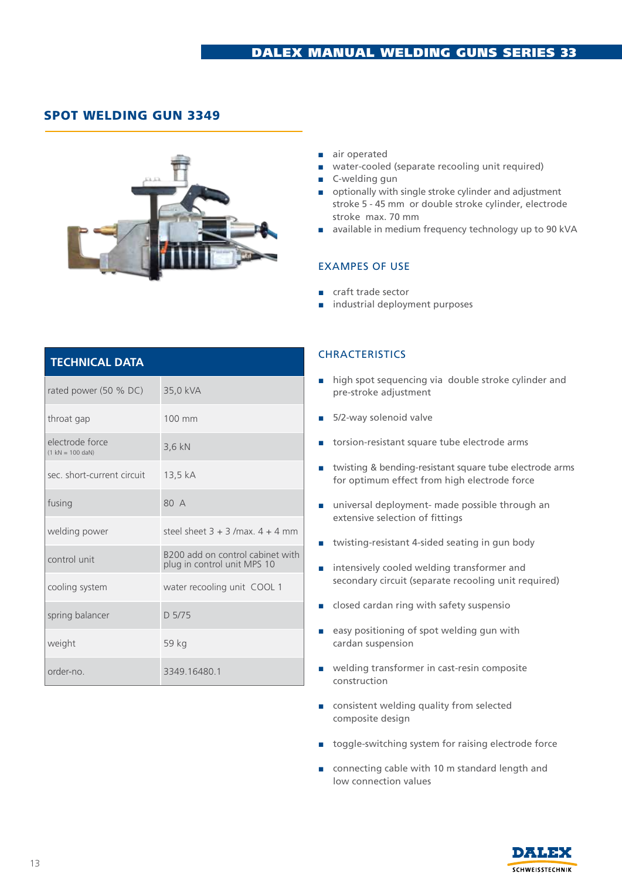## SPOT WELDING GUN 3349

- air operated
- water-cooled (separate recooling unit required)
- C-welding gun
- optionally with single stroke cylinder and adjustment stroke 5 - 45 mm or double stroke cylinder, electrode stroke max. 70 mm
- available in medium frequency technology up to 90 kVA

### EXAMPES OF USE

- craft trade sector
- industrial deployment purposes

| TECHNICAL DATA | |
|---|---|
| rated power (50 % DC) | 35,0 kVA |
| throat gap | 100 mm |
| electrode force (1 kN = 100 daN) | 3,6 kN |
| sec. short-current circuit | 13,5 kA |
| fusing | 80 A |
| welding power | steel sheet 3 + 3 /max. 4 + 4 mm |
| control unit | B200 add on control cabinet with plug in control unit MPS 10 |
| cooling system | water recooling unit COOL 1 |
| spring balancer | D 5/75 |
| weight | 59 kg |
| order-no. | 3349.16480.1 |

### CHRACTERISTICS

- high spot sequencing via double stroke cylinder and pre-stroke adjustment
- 5/2-way solenoid valve
- torsion-resistant square tube electrode arms
- twisting & bending-resistant square tube electrode arms for optimum effect from high electrode force
- universal deployment- made possible through an extensive selection of fittings
- twisting-resistant 4-sided seating in gun body
- intensively cooled welding transformer and secondary circuit (separate recooling unit required)
- closed cardan ring with safety suspensio
- easy positioning of spot welding gun with cardan suspension
- welding transformer in cast-resin composite construction
- consistent welding quality from selected composite design
- toggle-switching system for raising electrode force
- connecting cable with 10 m standard length and low connection values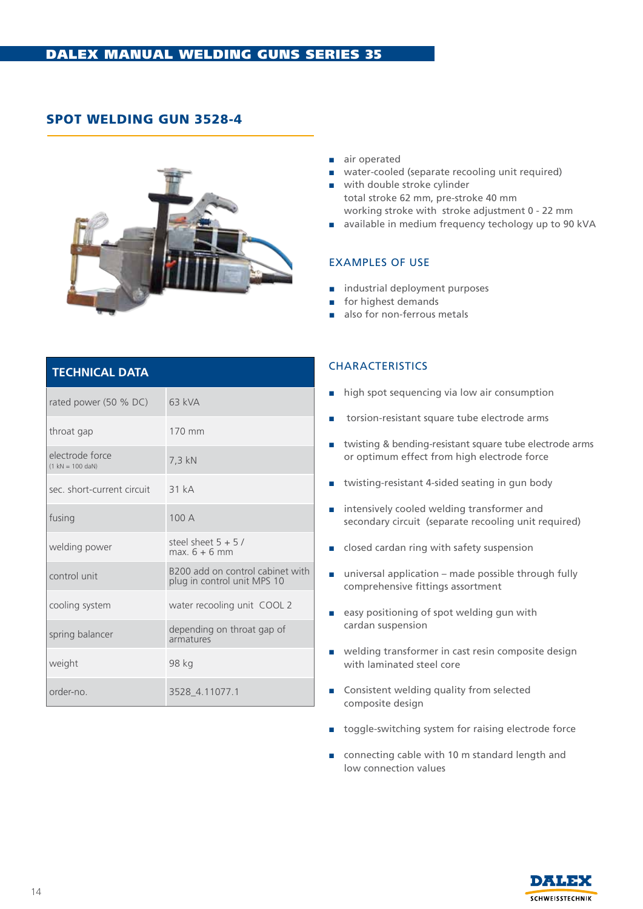# DALEX MANUAL WELDING GUNS SERIES 35

## SPOT WELDING GUN 3528-4

- air operated
- water-cooled (separate recooling unit required)
- with double stroke cylinder
  total stroke 62 mm, pre-stroke 40 mm
  working stroke with stroke adjustment 0 - 22 mm
- available in medium frequency techology up to 90 kVA

### EXAMPLES OF USE

- industrial deployment purposes
- for highest demands
- also for non-ferrous metals

| TECHNICAL DATA | |
|---|---|
| rated power (50 % DC) | 63 kVA |
| throat gap | 170 mm |
| electrode force (1 kN = 100 daN) | 7,3 kN |
| sec. short-current circuit | 31 kA |
| fusing | 100 A |
| welding power | steel sheet 5 + 5 / max. 6 + 6 mm |
| control unit | B200 add on control cabinet with plug in control unit MPS 10 |
| cooling system | water recooling unit COOL 2 |
| spring balancer | depending on throat gap of armatures |
| weight | 98 kg |
| order-no. | 3528_4.11077.1 |

### CHARACTERISTICS

- high spot sequencing via low air consumption
- torsion-resistant square tube electrode arms
- twisting & bending-resistant square tube electrode arms or optimum effect from high electrode force
- twisting-resistant 4-sided seating in gun body
- intensively cooled welding transformer and secondary circuit (separate recooling unit required)
- closed cardan ring with safety suspension
- universal application – made possible through fully comprehensive fittings assortment
- easy positioning of spot welding gun with cardan suspension
- welding transformer in cast resin composite design with laminated steel core
- Consistent welding quality from selected composite design
- toggle-switching system for raising electrode force
- connecting cable with 10 m standard length and low connection values

DALEX SCHWEISSTECHNIK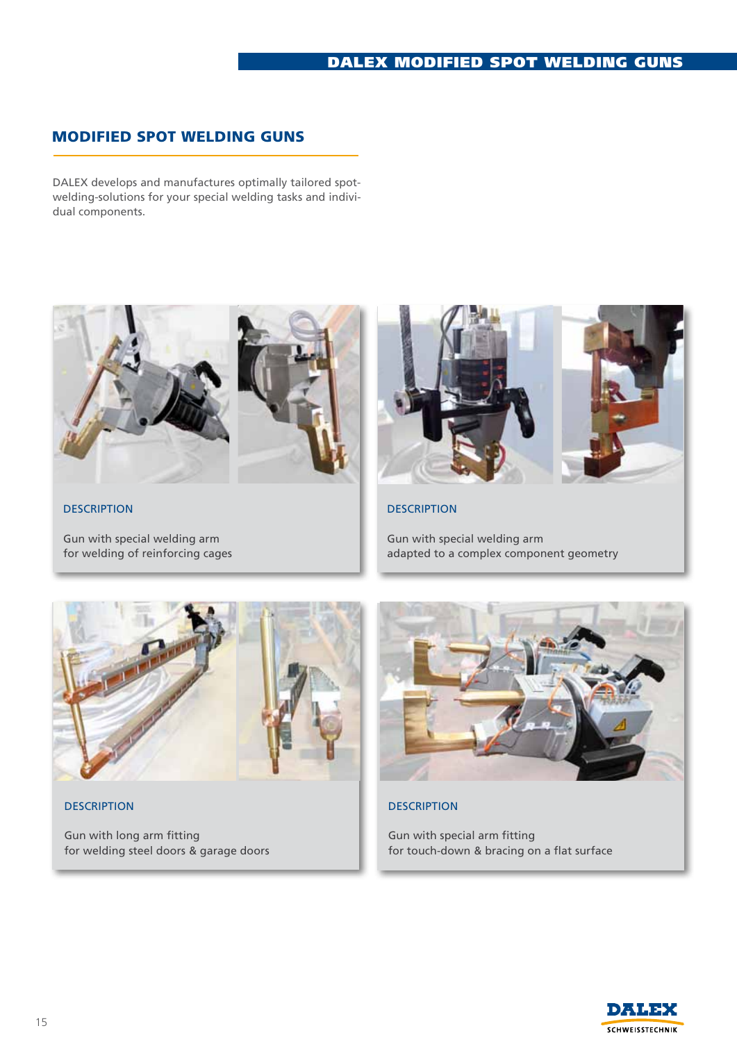## MODIFIED SPOT WELDING GUNS

DALEX develops and manufactures optimally tailored spot-welding-solutions for your special welding tasks and individual components.

DESCRIPTION

Gun with special welding arm
for welding of reinforcing cages

DESCRIPTION

Gun with special welding arm
adapted to a complex component geometry

DESCRIPTION

Gun with long arm fitting
for welding steel doors & garage doors

DESCRIPTION

Gun with special arm fitting
for touch-down & bracing on a flat surface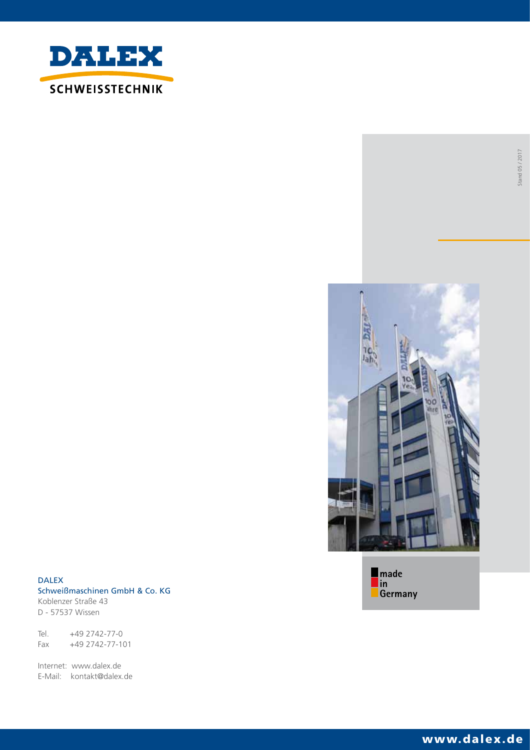DALEX

SCHWEISSTECHNIK

Stand 05 / 2017

made
in
Germany

DALEX
Schweißmaschinen GmbH & Co. KG
Koblenzer Straße 43
D - 57537 Wissen

Tel. +49 2742-77-0
Fax +49 2742-77-101

Internet: www.dalex.de
E-Mail: kontakt@dalex.de

www.dalex.de